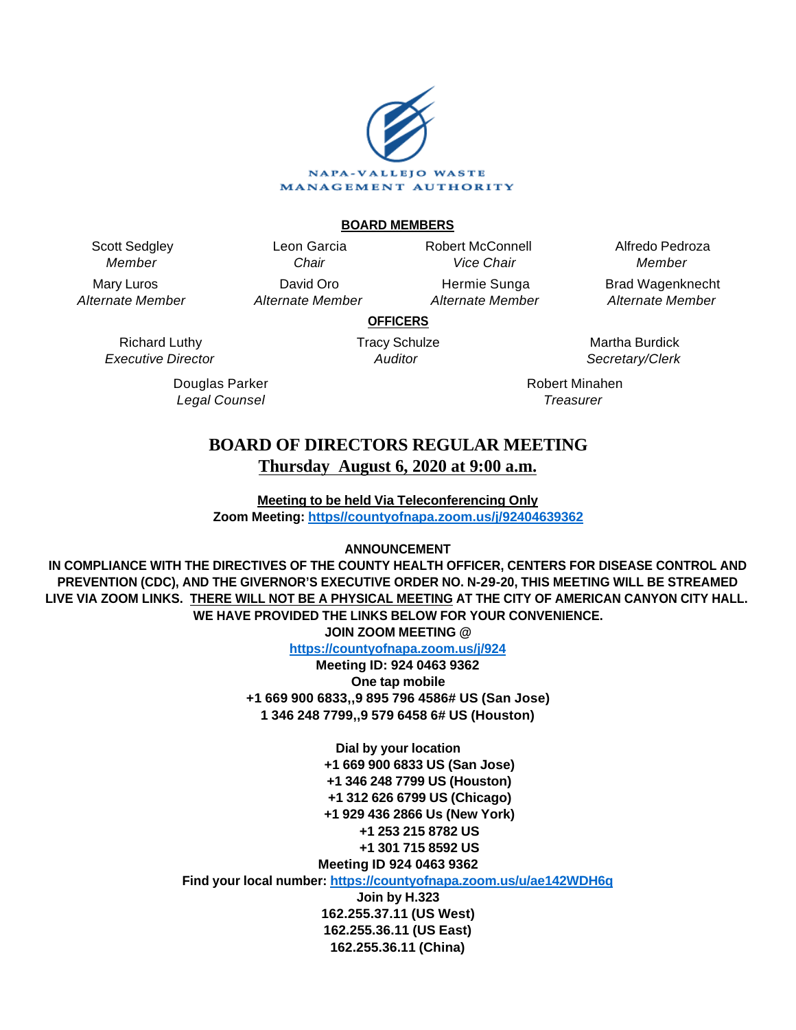NAPA-VALLEJO WASTE MANAGEMENT AUTHORITY

**BOARD MEMBERS**

| | | | |
|---|---|---|---|
| Scott Sedgley<br>*Member* | Leon Garcia<br>*Chair* | Robert McConnell<br>*Vice Chair* | Alfredo Pedroza<br>*Member* |
| Mary Luros<br>*Alternate Member* | David Oro<br>*Alternate Member* | Hermie Sunga<br>*Alternate Member* | Brad Wagenknecht<br>*Alternate Member* |

**OFFICERS**

| | | |
|---|---|---|
| Richard Luthy<br>*Executive Director* | Tracy Schulze<br>*Auditor* | Martha Burdick<br>*Secretary/Clerk* |
| Douglas Parker<br>*Legal Counsel* | | Robert Minahen<br>*Treasurer* |

# BOARD OF DIRECTORS REGULAR MEETING

## Thursday August 6, 2020 at 9:00 a.m.

**Meeting to be held Via Teleconferencing Only**
**Zoom Meeting: https//countyofnapa.zoom.us/j/92404639362**

**ANNOUNCEMENT**

**IN COMPLIANCE WITH THE DIRECTIVES OF THE COUNTY HEALTH OFFICER, CENTERS FOR DISEASE CONTROL AND PREVENTION (CDC), AND THE GIVERNOR'S EXECUTIVE ORDER NO. N-29-20, THIS MEETING WILL BE STREAMED LIVE VIA ZOOM LINKS. THERE WILL NOT BE A PHYSICAL MEETING AT THE CITY OF AMERICAN CANYON CITY HALL. WE HAVE PROVIDED THE LINKS BELOW FOR YOUR CONVENIENCE.**

**JOIN ZOOM MEETING @**
**https://countyofnapa.zoom.us/j/924**
**Meeting ID: 924 0463 9362**
**One tap mobile**
**+1 669 900 6833,,9 895 796 4586# US (San Jose)**
**1 346 248 7799,,9 579 6458 6# US (Houston)**

**Dial by your location**
**+1 669 900 6833 US (San Jose)**
**+1 346 248 7799 US (Houston)**
**+1 312 626 6799 US (Chicago)**
**+1 929 436 2866 Us (New York)**
**+1 253 215 8782 US**
**+1 301 715 8592 US**
**Meeting ID 924 0463 9362**
**Find your local number: https://countyofnapa.zoom.us/u/ae142WDH6q**
**Join by H.323**
**162.255.37.11 (US West)**
**162.255.36.11 (US East)**
**162.255.36.11 (China)**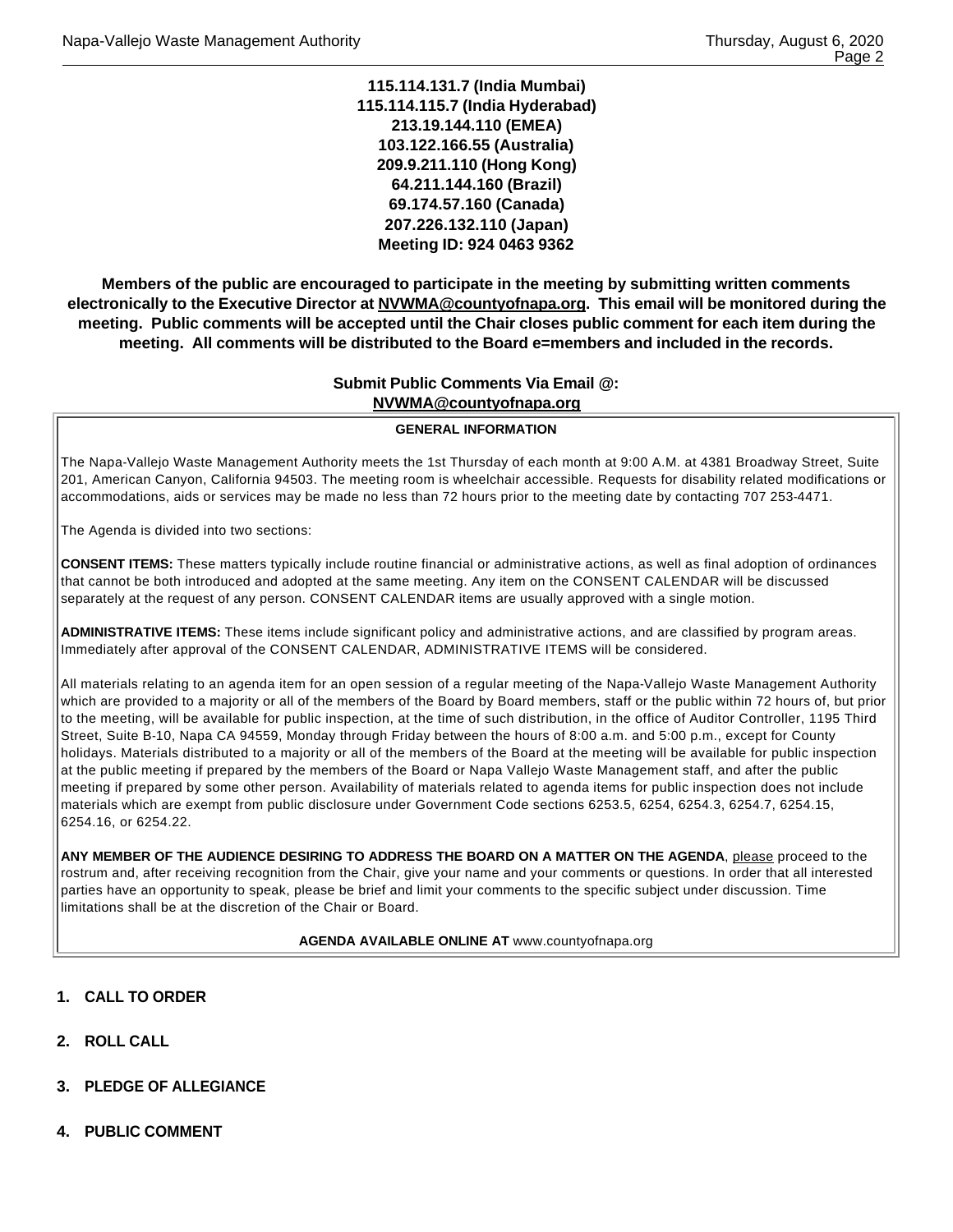**115.114.131.7 (India Mumbai)**
**115.114.115.7 (India Hyderabad)**
**213.19.144.110 (EMEA)**
**103.122.166.55 (Australia)**
**209.9.211.110 (Hong Kong)**
**64.211.144.160 (Brazil)**
**69.174.57.160 (Canada)**
**207.226.132.110 (Japan)**
**Meeting ID: 924 0463 9362**

**Members of the public are encouraged to participate in the meeting by submitting written comments electronically to the Executive Director at NVWMA@countyofnapa.org. This email will be monitored during the meeting. Public comments will be accepted until the Chair closes public comment for each item during the meeting. All comments will be distributed to the Board e=members and included in the records.**

**Submit Public Comments Via Email @: NVWMA@countyofnapa.org**

**GENERAL INFORMATION**

The Napa-Vallejo Waste Management Authority meets the 1st Thursday of each month at 9:00 A.M. at 4381 Broadway Street, Suite 201, American Canyon, California 94503. The meeting room is wheelchair accessible. Requests for disability related modifications or accommodations, aids or services may be made no less than 72 hours prior to the meeting date by contacting 707 253-4471.

The Agenda is divided into two sections:

**CONSENT ITEMS:** These matters typically include routine financial or administrative actions, as well as final adoption of ordinances that cannot be both introduced and adopted at the same meeting. Any item on the CONSENT CALENDAR will be discussed separately at the request of any person. CONSENT CALENDAR items are usually approved with a single motion.

**ADMINISTRATIVE ITEMS:** These items include significant policy and administrative actions, and are classified by program areas. Immediately after approval of the CONSENT CALENDAR, ADMINISTRATIVE ITEMS will be considered.

All materials relating to an agenda item for an open session of a regular meeting of the Napa-Vallejo Waste Management Authority which are provided to a majority or all of the members of the Board by Board members, staff or the public within 72 hours of, but prior to the meeting, will be available for public inspection, at the time of such distribution, in the office of Auditor Controller, 1195 Third Street, Suite B-10, Napa CA 94559, Monday through Friday between the hours of 8:00 a.m. and 5:00 p.m., except for County holidays. Materials distributed to a majority or all of the members of the Board at the meeting will be available for public inspection at the public meeting if prepared by the members of the Board or Napa Vallejo Waste Management staff, and after the public meeting if prepared by some other person. Availability of materials related to agenda items for public inspection does not include materials which are exempt from public disclosure under Government Code sections 6253.5, 6254, 6254.3, 6254.7, 6254.15, 6254.16, or 6254.22.

**ANY MEMBER OF THE AUDIENCE DESIRING TO ADDRESS THE BOARD ON A MATTER ON THE AGENDA**, please proceed to the rostrum and, after receiving recognition from the Chair, give your name and your comments or questions. In order that all interested parties have an opportunity to speak, please be brief and limit your comments to the specific subject under discussion. Time limitations shall be at the discretion of the Chair or Board.

**AGENDA AVAILABLE ONLINE AT** www.countyofnapa.org

**1. CALL TO ORDER**

**2. ROLL CALL**

**3. PLEDGE OF ALLEGIANCE**

**4. PUBLIC COMMENT**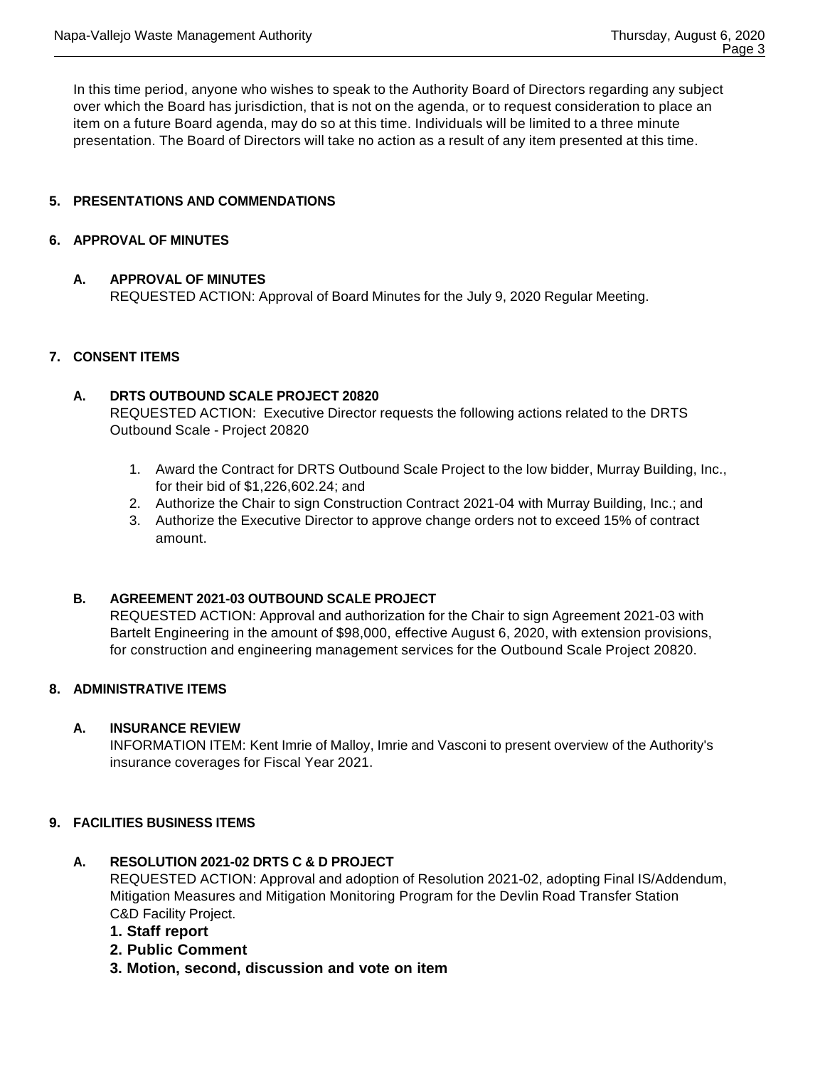In this time period, anyone who wishes to speak to the Authority Board of Directors regarding any subject over which the Board has jurisdiction, that is not on the agenda, or to request consideration to place an item on a future Board agenda, may do so at this time. Individuals will be limited to a three minute presentation. The Board of Directors will take no action as a result of any item presented at this time.

## 5. PRESENTATIONS AND COMMENDATIONS

## 6. APPROVAL OF MINUTES

### A. APPROVAL OF MINUTES

REQUESTED ACTION: Approval of Board Minutes for the July 9, 2020 Regular Meeting.

## 7. CONSENT ITEMS

### A. DRTS OUTBOUND SCALE PROJECT 20820

REQUESTED ACTION: Executive Director requests the following actions related to the DRTS Outbound Scale - Project 20820

1. Award the Contract for DRTS Outbound Scale Project to the low bidder, Murray Building, Inc., for their bid of $1,226,602.24; and
2. Authorize the Chair to sign Construction Contract 2021-04 with Murray Building, Inc.; and
3. Authorize the Executive Director to approve change orders not to exceed 15% of contract amount.

### B. AGREEMENT 2021-03 OUTBOUND SCALE PROJECT

REQUESTED ACTION: Approval and authorization for the Chair to sign Agreement 2021-03 with Bartelt Engineering in the amount of $98,000, effective August 6, 2020, with extension provisions, for construction and engineering management services for the Outbound Scale Project 20820.

## 8. ADMINISTRATIVE ITEMS

### A. INSURANCE REVIEW

INFORMATION ITEM: Kent Imrie of Malloy, Imrie and Vasconi to present overview of the Authority's insurance coverages for Fiscal Year 2021.

## 9. FACILITIES BUSINESS ITEMS

### A. RESOLUTION 2021-02 DRTS C & D PROJECT

REQUESTED ACTION: Approval and adoption of Resolution 2021-02, adopting Final IS/Addendum, Mitigation Measures and Mitigation Monitoring Program for the Devlin Road Transfer Station C&D Facility Project.

**1. Staff report**
**2. Public Comment**
**3. Motion, second, discussion and vote on item**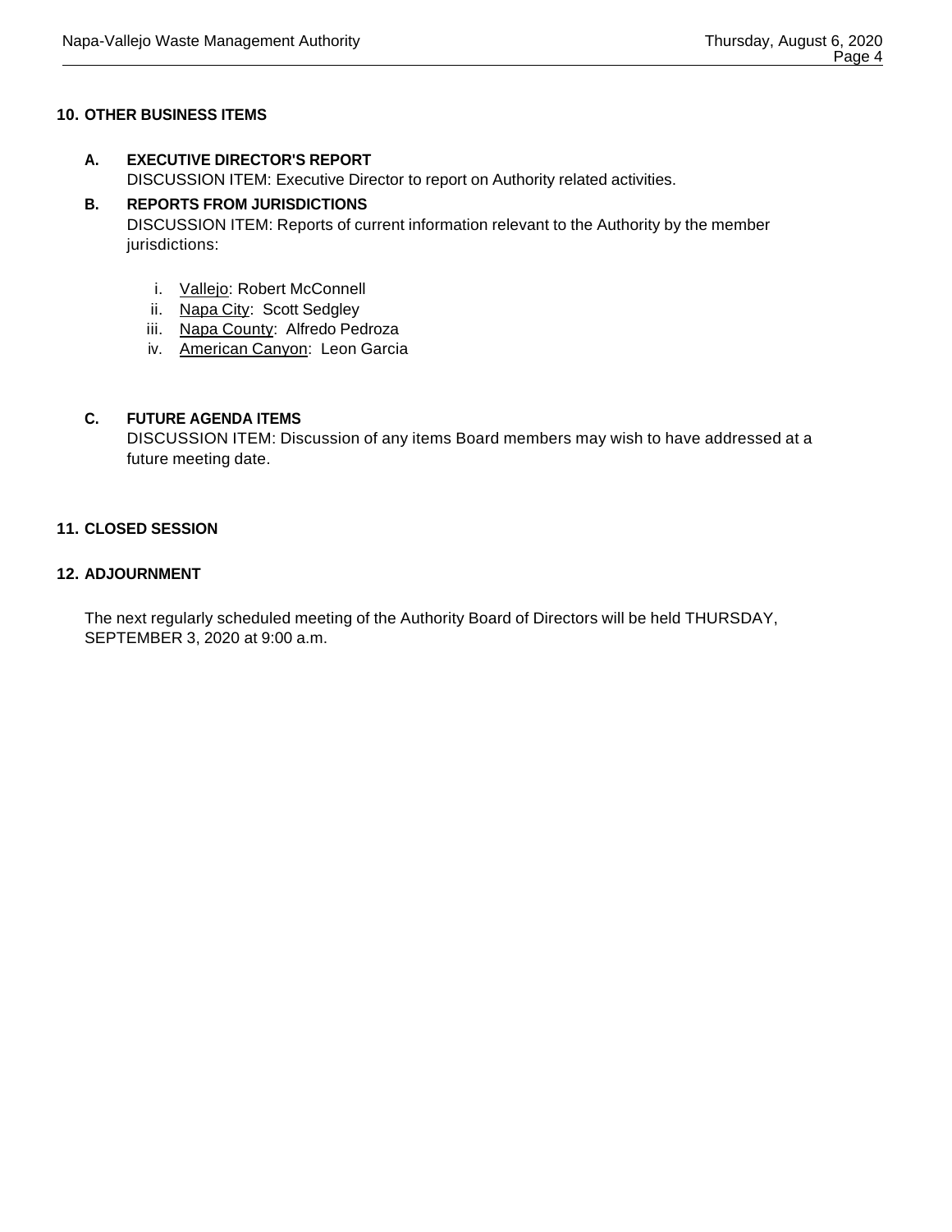## 10. OTHER BUSINESS ITEMS

### A. EXECUTIVE DIRECTOR'S REPORT

DISCUSSION ITEM: Executive Director to report on Authority related activities.

### B. REPORTS FROM JURISDICTIONS

DISCUSSION ITEM: Reports of current information relevant to the Authority by the member jurisdictions:

i. Vallejo: Robert McConnell
ii. Napa City: Scott Sedgley
iii. Napa County: Alfredo Pedroza
iv. American Canyon: Leon Garcia

### C. FUTURE AGENDA ITEMS

DISCUSSION ITEM: Discussion of any items Board members may wish to have addressed at a future meeting date.

## 11. CLOSED SESSION

## 12. ADJOURNMENT

The next regularly scheduled meeting of the Authority Board of Directors will be held THURSDAY, SEPTEMBER 3, 2020 at 9:00 a.m.